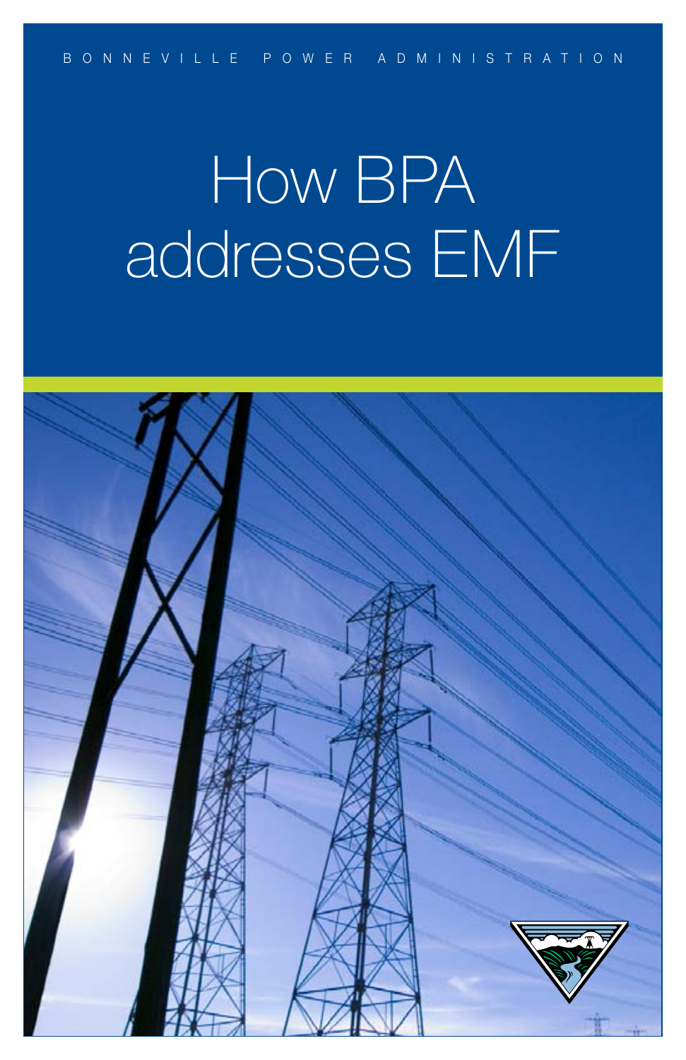BONNEVILLE POWER ADMINISTRATION

# How BPA addresses EMF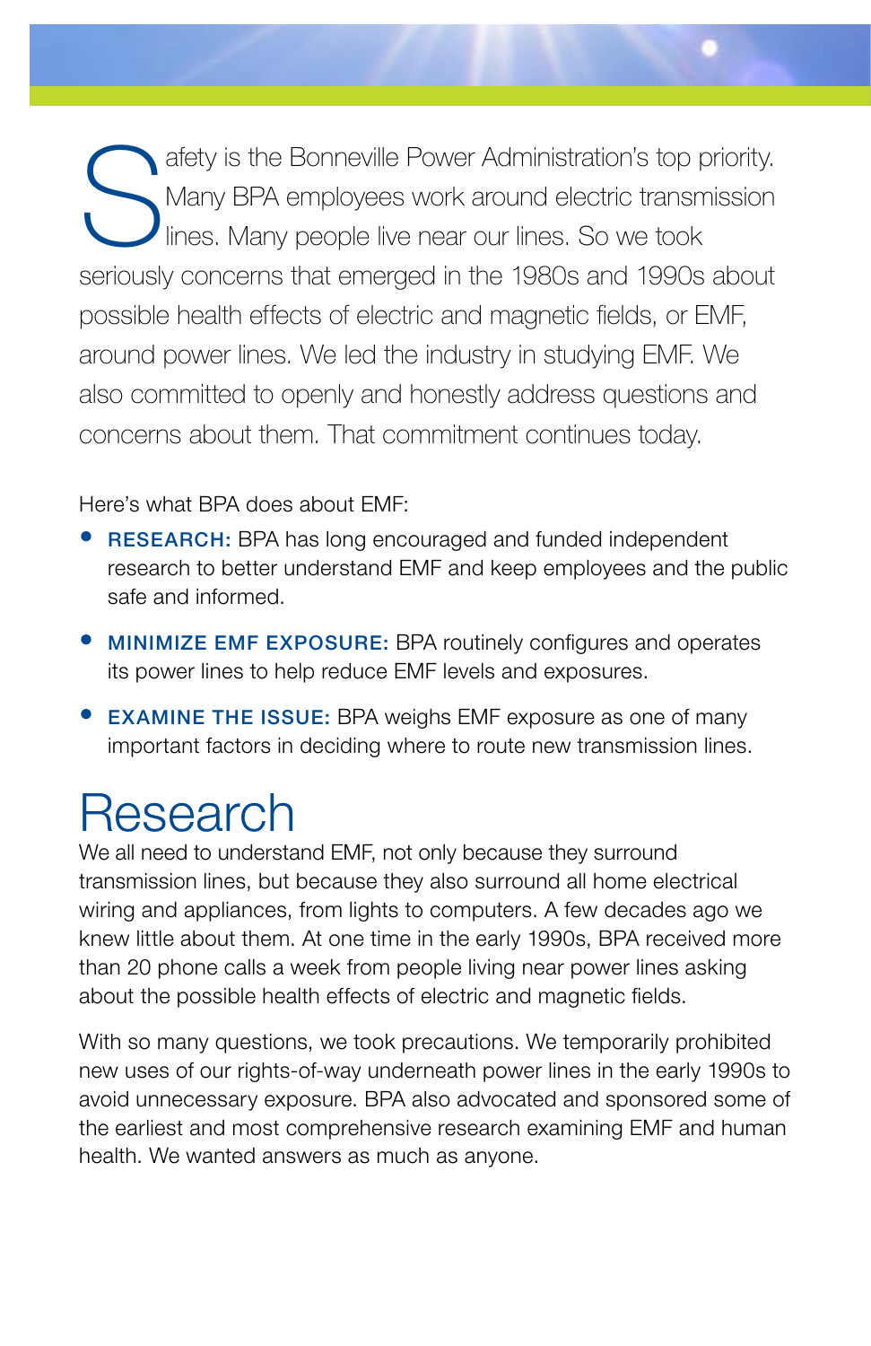Safety is the Bonneville Power Administration's top priority. Many BPA employees work around electric transmission lines. Many people live near our lines. So we took seriously concerns that emerged in the 1980s and 1990s about possible health effects of electric and magnetic fields, or EMF, around power lines. We led the industry in studying EMF. We also committed to openly and honestly address questions and concerns about them. That commitment continues today.

Here's what BPA does about EMF:

- **RESEARCH:** BPA has long encouraged and funded independent research to better understand EMF and keep employees and the public safe and informed.
- **MINIMIZE EMF EXPOSURE:** BPA routinely configures and operates its power lines to help reduce EMF levels and exposures.
- **EXAMINE THE ISSUE:** BPA weighs EMF exposure as one of many important factors in deciding where to route new transmission lines.

# Research

We all need to understand EMF, not only because they surround transmission lines, but because they also surround all home electrical wiring and appliances, from lights to computers. A few decades ago we knew little about them. At one time in the early 1990s, BPA received more than 20 phone calls a week from people living near power lines asking about the possible health effects of electric and magnetic fields.

With so many questions, we took precautions. We temporarily prohibited new uses of our rights-of-way underneath power lines in the early 1990s to avoid unnecessary exposure. BPA also advocated and sponsored some of the earliest and most comprehensive research examining EMF and human health. We wanted answers as much as anyone.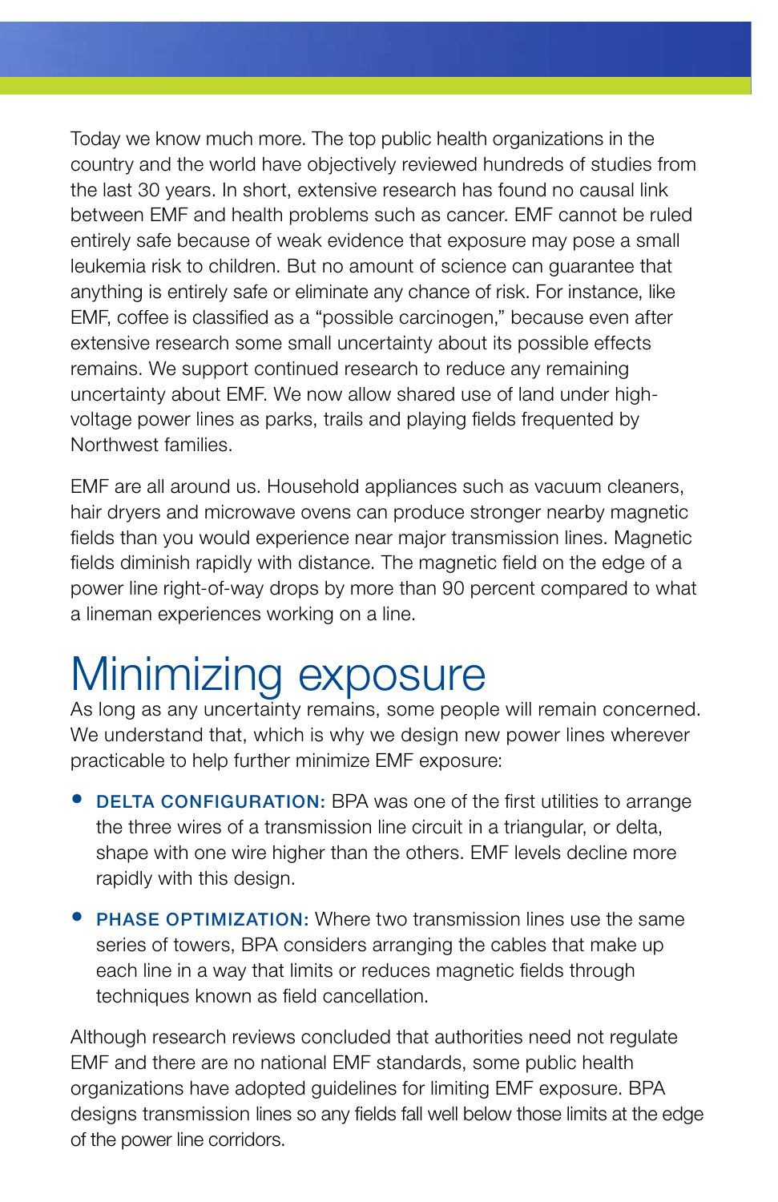Today we know much more. The top public health organizations in the country and the world have objectively reviewed hundreds of studies from the last 30 years. In short, extensive research has found no causal link between EMF and health problems such as cancer. EMF cannot be ruled entirely safe because of weak evidence that exposure may pose a small leukemia risk to children. But no amount of science can guarantee that anything is entirely safe or eliminate any chance of risk. For instance, like EMF, coffee is classified as a "possible carcinogen," because even after extensive research some small uncertainty about its possible effects remains. We support continued research to reduce any remaining uncertainty about EMF. We now allow shared use of land under high-voltage power lines as parks, trails and playing fields frequented by Northwest families.

EMF are all around us. Household appliances such as vacuum cleaners, hair dryers and microwave ovens can produce stronger nearby magnetic fields than you would experience near major transmission lines. Magnetic fields diminish rapidly with distance. The magnetic field on the edge of a power line right-of-way drops by more than 90 percent compared to what a lineman experiences working on a line.

# Minimizing exposure

As long as any uncertainty remains, some people will remain concerned. We understand that, which is why we design new power lines wherever practicable to help further minimize EMF exposure:

- **DELTA CONFIGURATION:** BPA was one of the first utilities to arrange the three wires of a transmission line circuit in a triangular, or delta, shape with one wire higher than the others. EMF levels decline more rapidly with this design.
- **PHASE OPTIMIZATION:** Where two transmission lines use the same series of towers, BPA considers arranging the cables that make up each line in a way that limits or reduces magnetic fields through techniques known as field cancellation.

Although research reviews concluded that authorities need not regulate EMF and there are no national EMF standards, some public health organizations have adopted guidelines for limiting EMF exposure. BPA designs transmission lines so any fields fall well below those limits at the edge of the power line corridors.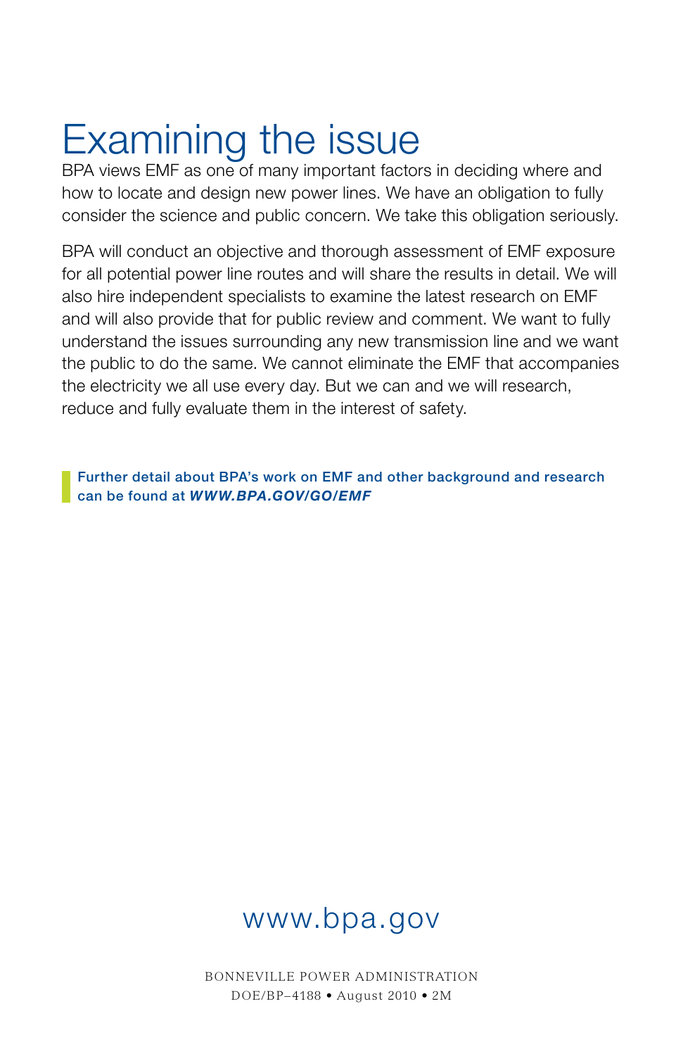# Examining the issue

BPA views EMF as one of many important factors in deciding where and how to locate and design new power lines. We have an obligation to fully consider the science and public concern. We take this obligation seriously.

BPA will conduct an objective and thorough assessment of EMF exposure for all potential power line routes and will share the results in detail. We will also hire independent specialists to examine the latest research on EMF and will also provide that for public review and comment. We want to fully understand the issues surrounding any new transmission line and we want the public to do the same. We cannot eliminate the EMF that accompanies the electricity we all use every day. But we can and we will research, reduce and fully evaluate them in the interest of safety.

**Further detail about BPA's work on EMF and other background and research can be found at *WWW.BPA.GOV/GO/EMF***

www.bpa.gov

BONNEVILLE POWER ADMINISTRATION
DOE/BP–4188 • August 2010 • 2M